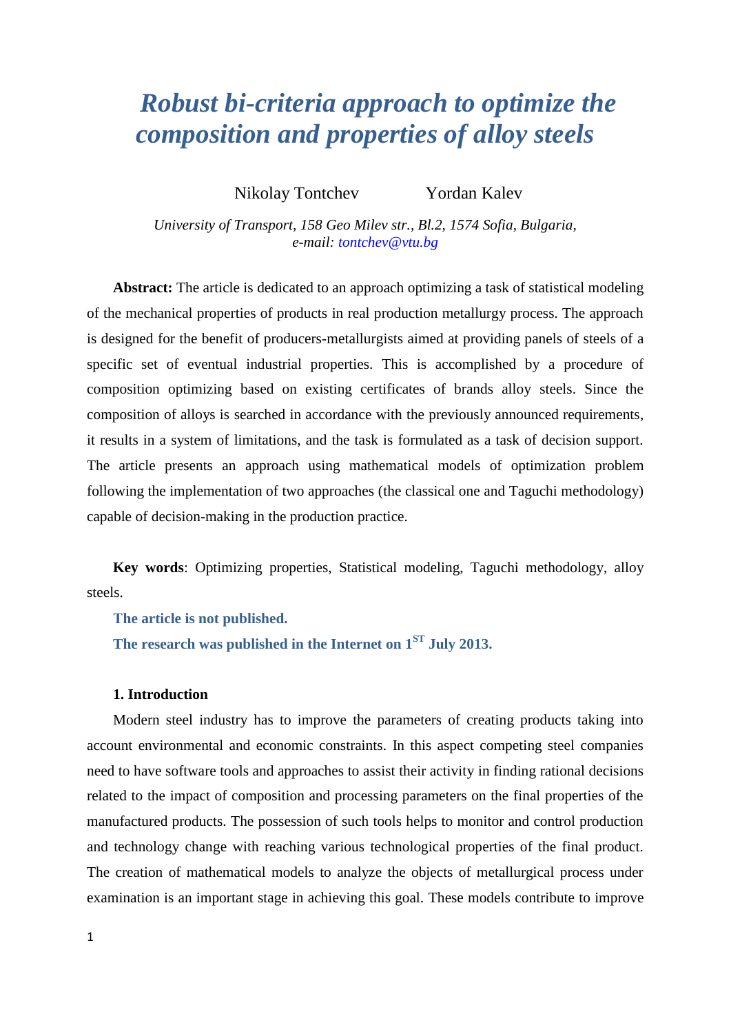# *Robust bi-criteria approach to optimize the composition and properties of alloy steels*

Nikolay Tontchev Yordan Kalev

*University of Transport, 158 Geo Milev str., Bl.2, 1574 Sofia, Bulgaria,*
*e-mail: tontchev@vtu.bg*

**Abstract:** The article is dedicated to an approach optimizing a task of statistical modeling of the mechanical properties of products in real production metallurgy process. The approach is designed for the benefit of producers-metallurgists aimed at providing panels of steels of a specific set of eventual industrial properties. This is accomplished by a procedure of composition optimizing based on existing certificates of brands alloy steels. Since the composition of alloys is searched in accordance with the previously announced requirements, it results in a system of limitations, and the task is formulated as a task of decision support. The article presents an approach using mathematical models of optimization problem following the implementation of two approaches (the classical one and Taguchi methodology) capable of decision-making in the production practice.

**Key words**: Optimizing properties, Statistical modeling, Taguchi methodology, alloy steels.

**The article is not published.**

**The research was published in the Internet on 1[ST] July 2013.**

### 1. Introduction

Modern steel industry has to improve the parameters of creating products taking into account environmental and economic constraints. In this aspect competing steel companies need to have software tools and approaches to assist their activity in finding rational decisions related to the impact of composition and processing parameters on the final properties of the manufactured products. The possession of such tools helps to monitor and control production and technology change with reaching various technological properties of the final product. The creation of mathematical models to analyze the objects of metallurgical process under examination is an important stage in achieving this goal. These models contribute to improve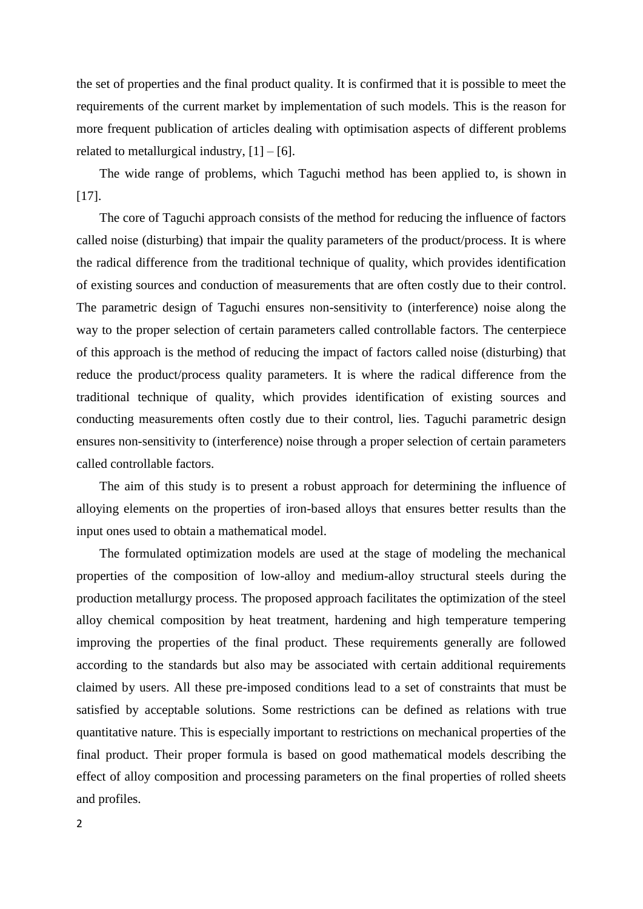the set of properties and the final product quality. It is confirmed that it is possible to meet the requirements of the current market by implementation of such models. This is the reason for more frequent publication of articles dealing with optimisation aspects of different problems related to metallurgical industry, [1] – [6].

The wide range of problems, which Taguchi method has been applied to, is shown in [17].

The core of Taguchi approach consists of the method for reducing the influence of factors called noise (disturbing) that impair the quality parameters of the product/process. It is where the radical difference from the traditional technique of quality, which provides identification of existing sources and conduction of measurements that are often costly due to their control. The parametric design of Taguchi ensures non-sensitivity to (interference) noise along the way to the proper selection of certain parameters called controllable factors. The centerpiece of this approach is the method of reducing the impact of factors called noise (disturbing) that reduce the product/process quality parameters. It is where the radical difference from the traditional technique of quality, which provides identification of existing sources and conducting measurements often costly due to their control, lies. Taguchi parametric design ensures non-sensitivity to (interference) noise through a proper selection of certain parameters called controllable factors.

The aim of this study is to present a robust approach for determining the influence of alloying elements on the properties of iron-based alloys that ensures better results than the input ones used to obtain a mathematical model.

The formulated optimization models are used at the stage of modeling the mechanical properties of the composition of low-alloy and medium-alloy structural steels during the production metallurgy process. The proposed approach facilitates the optimization of the steel alloy chemical composition by heat treatment, hardening and high temperature tempering improving the properties of the final product. These requirements generally are followed according to the standards but also may be associated with certain additional requirements claimed by users. All these pre-imposed conditions lead to a set of constraints that must be satisfied by acceptable solutions. Some restrictions can be defined as relations with true quantitative nature. This is especially important to restrictions on mechanical properties of the final product. Their proper formula is based on good mathematical models describing the effect of alloy composition and processing parameters on the final properties of rolled sheets and profiles.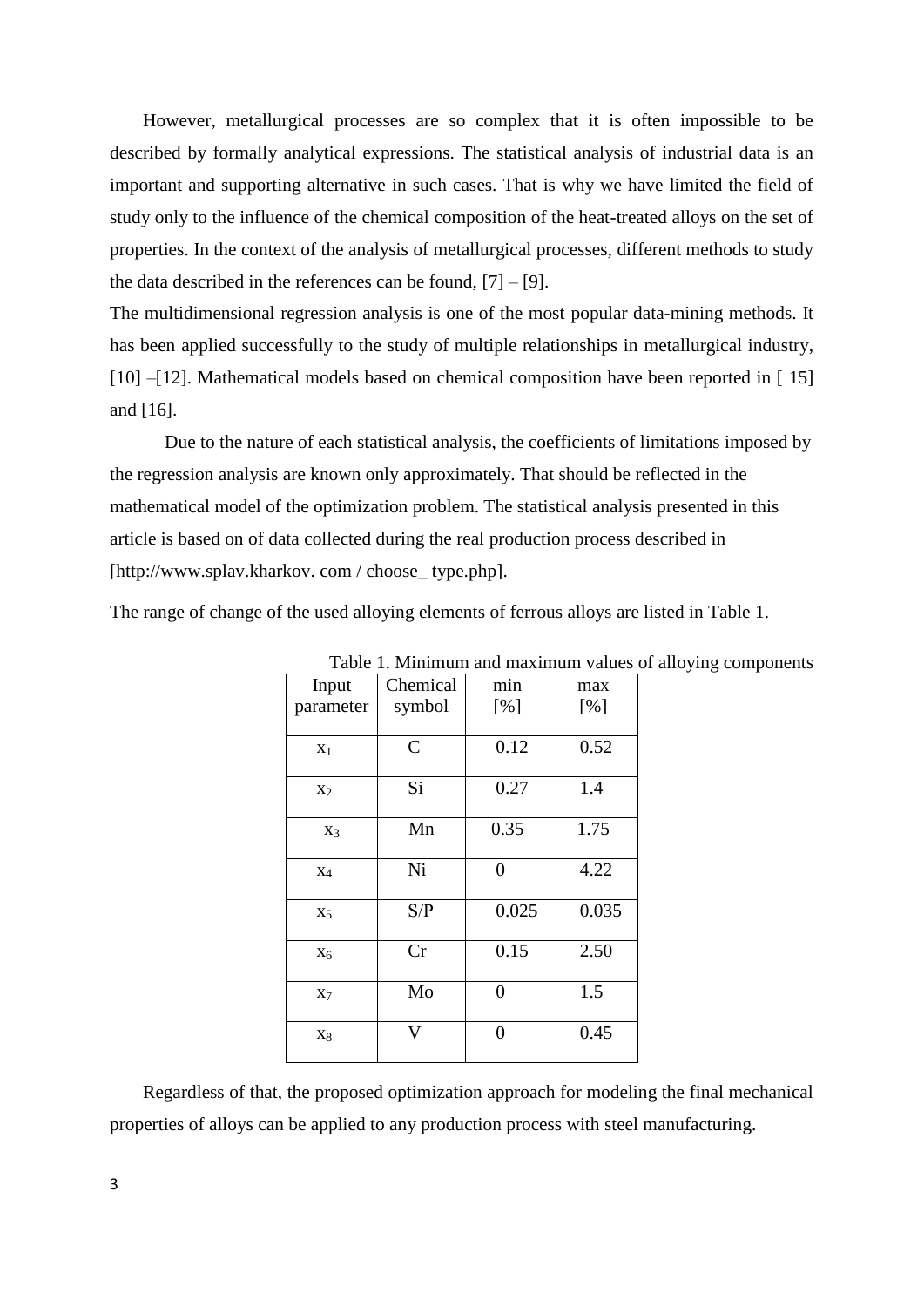However, metallurgical processes are so complex that it is often impossible to be described by formally analytical expressions. The statistical analysis of industrial data is an important and supporting alternative in such cases. That is why we have limited the field of study only to the influence of the chemical composition of the heat-treated alloys on the set of properties. In the context of the analysis of metallurgical processes, different methods to study the data described in the references can be found, [7] – [9].

The multidimensional regression analysis is one of the most popular data-mining methods. It has been applied successfully to the study of multiple relationships in metallurgical industry, [10] –[12]. Mathematical models based on chemical composition have been reported in [ 15] and [16].

Due to the nature of each statistical analysis, the coefficients of limitations imposed by the regression analysis are known only approximately. That should be reflected in the mathematical model of the optimization problem. The statistical analysis presented in this article is based on of data collected during the real production process described in [http://www.splav.kharkov. com / choose_ type.php].

The range of change of the used alloying elements of ferrous alloys are listed in Table 1.

Table 1. Minimum and maximum values of alloying components

| Input parameter | Chemical symbol | min [%] | max [%] |
|---|---|---|---|
| $x_1$ | C | 0.12 | 0.52 |
| $x_2$ | Si | 0.27 | 1.4 |
| $x_3$ | Mn | 0.35 | 1.75 |
| $x_4$ | Ni | 0 | 4.22 |
| $x_5$ | S/P | 0.025 | 0.035 |
| $x_6$ | Cr | 0.15 | 2.50 |
| $x_7$ | Mo | 0 | 1.5 |
| $x_8$ | V | 0 | 0.45 |

Regardless of that, the proposed optimization approach for modeling the final mechanical properties of alloys can be applied to any production process with steel manufacturing.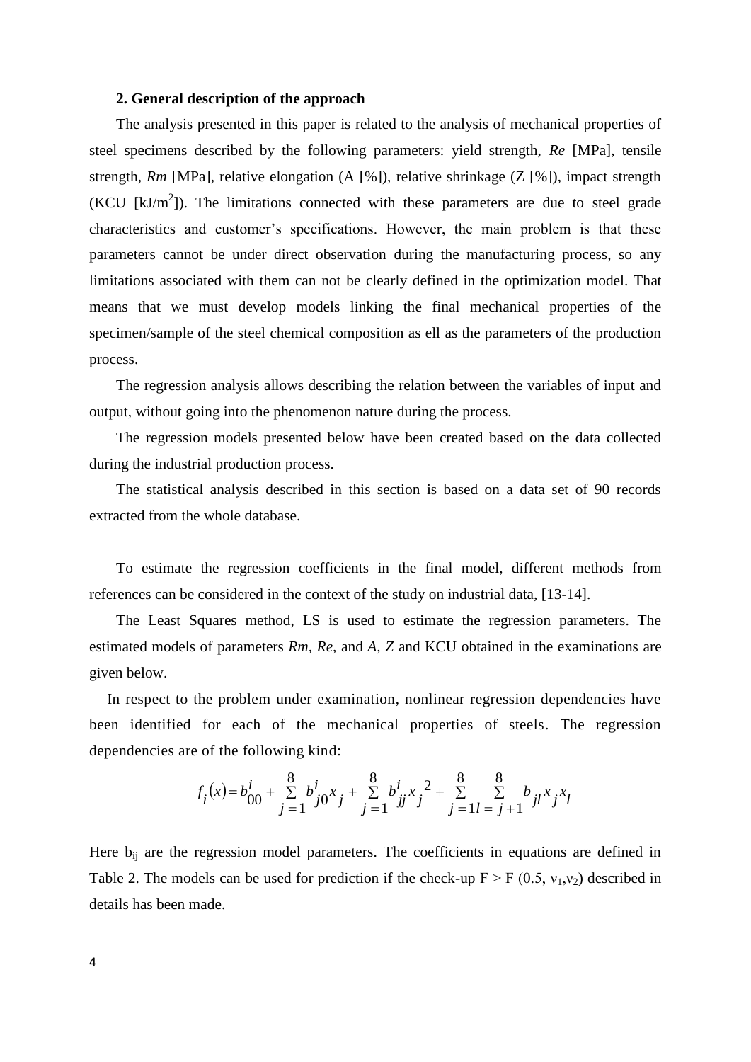## 2. General description of the approach

The analysis presented in this paper is related to the analysis of mechanical properties of steel specimens described by the following parameters: yield strength, *Re* [MPa], tensile strength, *Rm* [MPa], relative elongation (A [%]), relative shrinkage (Z [%]), impact strength (KCU [kJ/$m^2$]). The limitations connected with these parameters are due to steel grade characteristics and customer's specifications. However, the main problem is that these parameters cannot be under direct observation during the manufacturing process, so any limitations associated with them can not be clearly defined in the optimization model. That means that we must develop models linking the final mechanical properties of the specimen/sample of the steel chemical composition as ell as the parameters of the production process.

The regression analysis allows describing the relation between the variables of input and output, without going into the phenomenon nature during the process.

The regression models presented below have been created based on the data collected during the industrial production process.

The statistical analysis described in this section is based on a data set of 90 records extracted from the whole database.

To estimate the regression coefficients in the final model, different methods from references can be considered in the context of the study on industrial data, [13-14].

The Least Squares method, LS is used to estimate the regression parameters. The estimated models of parameters *Rm*, *Re*, and *A*, *Z* and KCU obtained in the examinations are given below.

In respect to the problem under examination, nonlinear regression dependencies have been identified for each of the mechanical properties of steels. The regression dependencies are of the following kind:

$$f_i(x) = b_{00}^i + \sum_{j=1}^{8} b_{j0}^i x_j + \sum_{j=1}^{8} b_{jj}^i x_j^2 + \sum_{j=1}^{8} \sum_{l=j+1}^{8} b_{jl} x_j x_l$$

Here $b_{ij}$ are the regression model parameters. The coefficients in equations are defined in Table 2. The models can be used for prediction if the check-up $F > F(0.5, \nu_1, \nu_2)$ described in details has been made.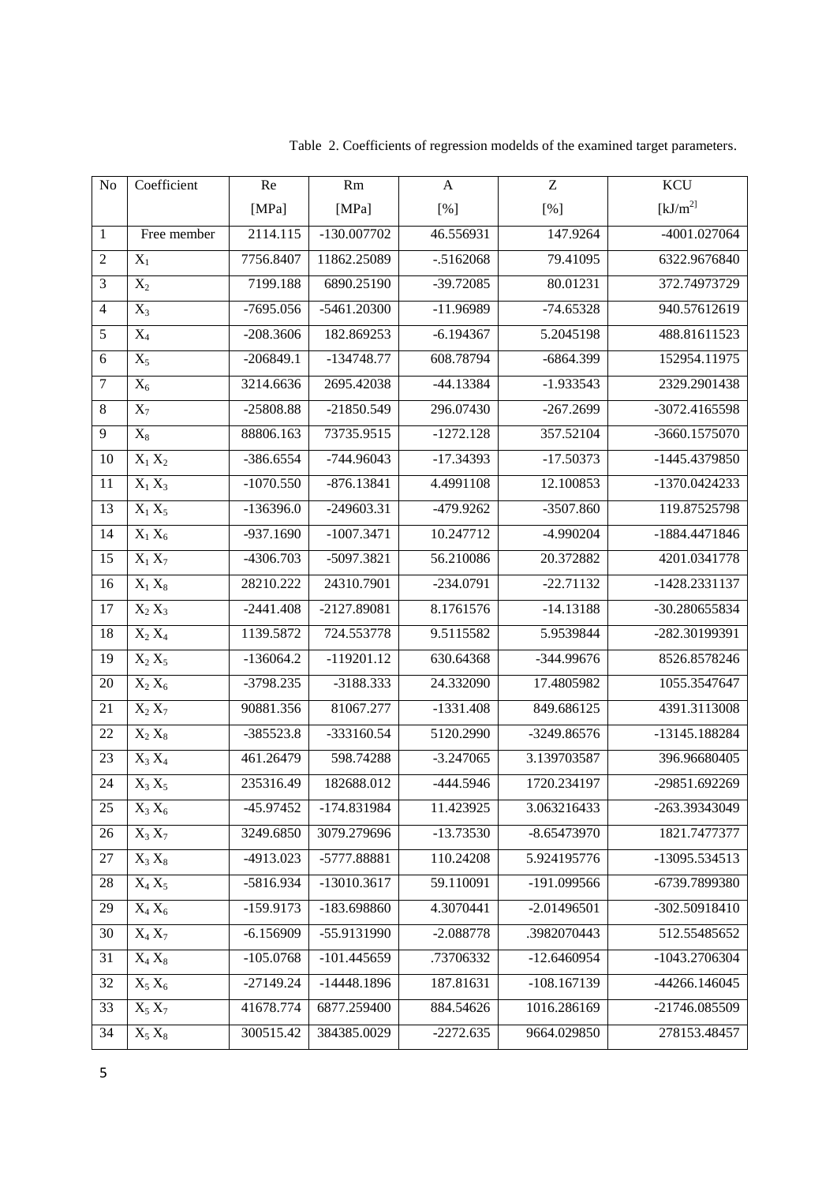Table 2. Coefficients of regression modelds of the examined target parameters.

| No | Coefficient | Re [MPa] | Rm [MPa] | A [%] | Z [%] | KCU [kJ/m$^{2]}$ |
|---|---|---|---|---|---|---|
| 1 | Free member | 2114.115 | -130.007702 | 46.556931 | 147.9264 | -4001.027064 |
| 2 | $X_1$ | 7756.8407 | 11862.25089 | -.5162068 | 79.41095 | 6322.9676840 |
| 3 | $X_2$ | 7199.188 | 6890.25190 | -39.72085 | 80.01231 | 372.74973729 |
| 4 | $X_3$ | -7695.056 | -5461.20300 | -11.96989 | -74.65328 | 940.57612619 |
| 5 | $X_4$ | -208.3606 | 182.869253 | -6.194367 | 5.2045198 | 488.81611523 |
| 6 | $X_5$ | -206849.1 | -134748.77 | 608.78794 | -6864.399 | 152954.11975 |
| 7 | $X_6$ | 3214.6636 | 2695.42038 | -44.13384 | -1.933543 | 2329.2901438 |
| 8 | $X_7$ | -25808.88 | -21850.549 | 296.07430 | -267.2699 | -3072.4165598 |
| 9 | $X_8$ | 88806.163 | 73735.9515 | -1272.128 | 357.52104 | -3660.1575070 |
| 10 | $X_1 X_2$ | -386.6554 | -744.96043 | -17.34393 | -17.50373 | -1445.4379850 |
| 11 | $X_1 X_3$ | -1070.550 | -876.13841 | 4.4991108 | 12.100853 | -1370.0424233 |
| 13 | $X_1 X_5$ | -136396.0 | -249603.31 | -479.9262 | -3507.860 | 119.87525798 |
| 14 | $X_1 X_6$ | -937.1690 | -1007.3471 | 10.247712 | -4.990204 | -1884.4471846 |
| 15 | $X_1 X_7$ | -4306.703 | -5097.3821 | 56.210086 | 20.372882 | 4201.0341778 |
| 16 | $X_1 X_8$ | 28210.222 | 24310.7901 | -234.0791 | -22.71132 | -1428.2331137 |
| 17 | $X_2 X_3$ | -2441.408 | -2127.89081 | 8.1761576 | -14.13188 | -30.280655834 |
| 18 | $X_2 X_4$ | 1139.5872 | 724.553778 | 9.5115582 | 5.9539844 | -282.30199391 |
| 19 | $X_2 X_5$ | -136064.2 | -119201.12 | 630.64368 | -344.99676 | 8526.8578246 |
| 20 | $X_2 X_6$ | -3798.235 | -3188.333 | 24.332090 | 17.4805982 | 1055.3547647 |
| 21 | $X_2 X_7$ | 90881.356 | 81067.277 | -1331.408 | 849.686125 | 4391.3113008 |
| 22 | $X_2 X_8$ | -385523.8 | -333160.54 | 5120.2990 | -3249.86576 | -13145.188284 |
| 23 | $X_3 X_4$ | 461.26479 | 598.74288 | -3.247065 | 3.139703587 | 396.96680405 |
| 24 | $X_3 X_5$ | 235316.49 | 182688.012 | -444.5946 | 1720.234197 | -29851.692269 |
| 25 | $X_3 X_6$ | -45.97452 | -174.831984 | 11.423925 | 3.063216433 | -263.39343049 |
| 26 | $X_3 X_7$ | 3249.6850 | 3079.279696 | -13.73530 | -8.65473970 | 1821.7477377 |
| 27 | $X_3 X_8$ | -4913.023 | -5777.88881 | 110.24208 | 5.924195776 | -13095.534513 |
| 28 | $X_4 X_5$ | -5816.934 | -13010.3617 | 59.110091 | -191.099566 | -6739.7899380 |
| 29 | $X_4 X_6$ | -159.9173 | -183.698860 | 4.3070441 | -2.01496501 | -302.50918410 |
| 30 | $X_4 X_7$ | -6.156909 | -55.9131990 | -2.088778 | .3982070443 | 512.55485652 |
| 31 | $X_4 X_8$ | -105.0768 | -101.445659 | .73706332 | -12.6460954 | -1043.2706304 |
| 32 | $X_5 X_6$ | -27149.24 | -14448.1896 | 187.81631 | -108.167139 | -44266.146045 |
| 33 | $X_5 X_7$ | 41678.774 | 6877.259400 | 884.54626 | 1016.286169 | -21746.085509 |
| 34 | $X_5 X_8$ | 300515.42 | 384385.0029 | -2272.635 | 9664.029850 | 278153.48457 |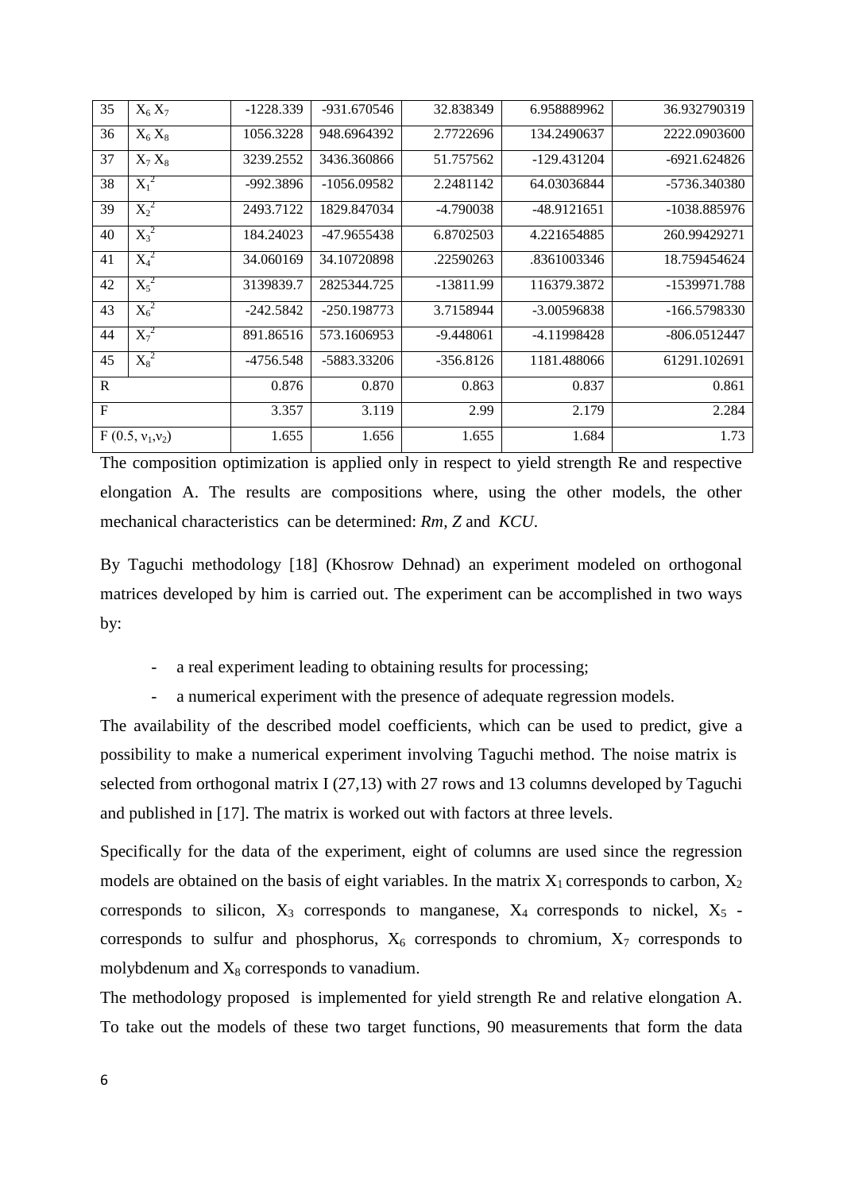| | | | | | | |
|---|---|---|---|---|---|---|
| 35 | $X_6 X_7$ | -1228.339 | -931.670546 | 32.838349 | 6.958889962 | 36.932790319 |
| 36 | $X_6 X_8$ | 1056.3228 | 948.6964392 | 2.7722696 | 134.2490637 | 2222.0903600 |
| 37 | $X_7 X_8$ | 3239.2552 | 3436.360866 | 51.757562 | -129.431204 | -6921.624826 |
| 38 | $X_1^2$ | -992.3896 | -1056.09582 | 2.2481142 | 64.03036844 | -5736.340380 |
| 39 | $X_2^2$ | 2493.7122 | 1829.847034 | -4.790038 | -48.9121651 | -1038.885976 |
| 40 | $X_3^2$ | 184.24023 | -47.9655438 | 6.8702503 | 4.221654885 | 260.99429271 |
| 41 | $X_4^2$ | 34.060169 | 34.10720898 | .22590263 | .8361003346 | 18.759454624 |
| 42 | $X_5^2$ | 3139839.7 | 2825344.725 | -13811.99 | 116379.3872 | -1539971.788 |
| 43 | $X_6^2$ | -242.5842 | -250.198773 | 3.7158944 | -3.00596838 | -166.5798330 |
| 44 | $X_7^2$ | 891.86516 | 573.1606953 | -9.448061 | -4.11998428 | -806.0512447 |
| 45 | $X_8^2$ | -4756.548 | -5883.33206 | -356.8126 | 1181.488066 | 61291.102691 |
| R | | 0.876 | 0.870 | 0.863 | 0.837 | 0.861 |
| F | | 3.357 | 3.119 | 2.99 | 2.179 | 2.284 |
| $F(0.5, v_1, v_2)$ | | 1.655 | 1.656 | 1.655 | 1.684 | 1.73 |

The composition optimization is applied only in respect to yield strength Re and respective elongation A. The results are compositions where, using the other models, the other mechanical characteristics can be determined: *Rm*, *Z* and *KCU*.

By Taguchi methodology [18] (Khosrow Dehnad) an experiment modeled on orthogonal matrices developed by him is carried out. The experiment can be accomplished in two ways by:

- a real experiment leading to obtaining results for processing;
- a numerical experiment with the presence of adequate regression models.

The availability of the described model coefficients, which can be used to predict, give a possibility to make a numerical experiment involving Taguchi method. The noise matrix is selected from orthogonal matrix I (27,13) with 27 rows and 13 columns developed by Taguchi and published in [17]. The matrix is worked out with factors at three levels.

Specifically for the data of the experiment, eight of columns are used since the regression models are obtained on the basis of eight variables. In the matrix $X_1$ corresponds to carbon, $X_2$ corresponds to silicon, $X_3$ corresponds to manganese, $X_4$ corresponds to nickel, $X_5$ - corresponds to sulfur and phosphorus, $X_6$ corresponds to chromium, $X_7$ corresponds to molybdenum and $X_8$ corresponds to vanadium.

The methodology proposed is implemented for yield strength Re and relative elongation A. To take out the models of these two target functions, 90 measurements that form the data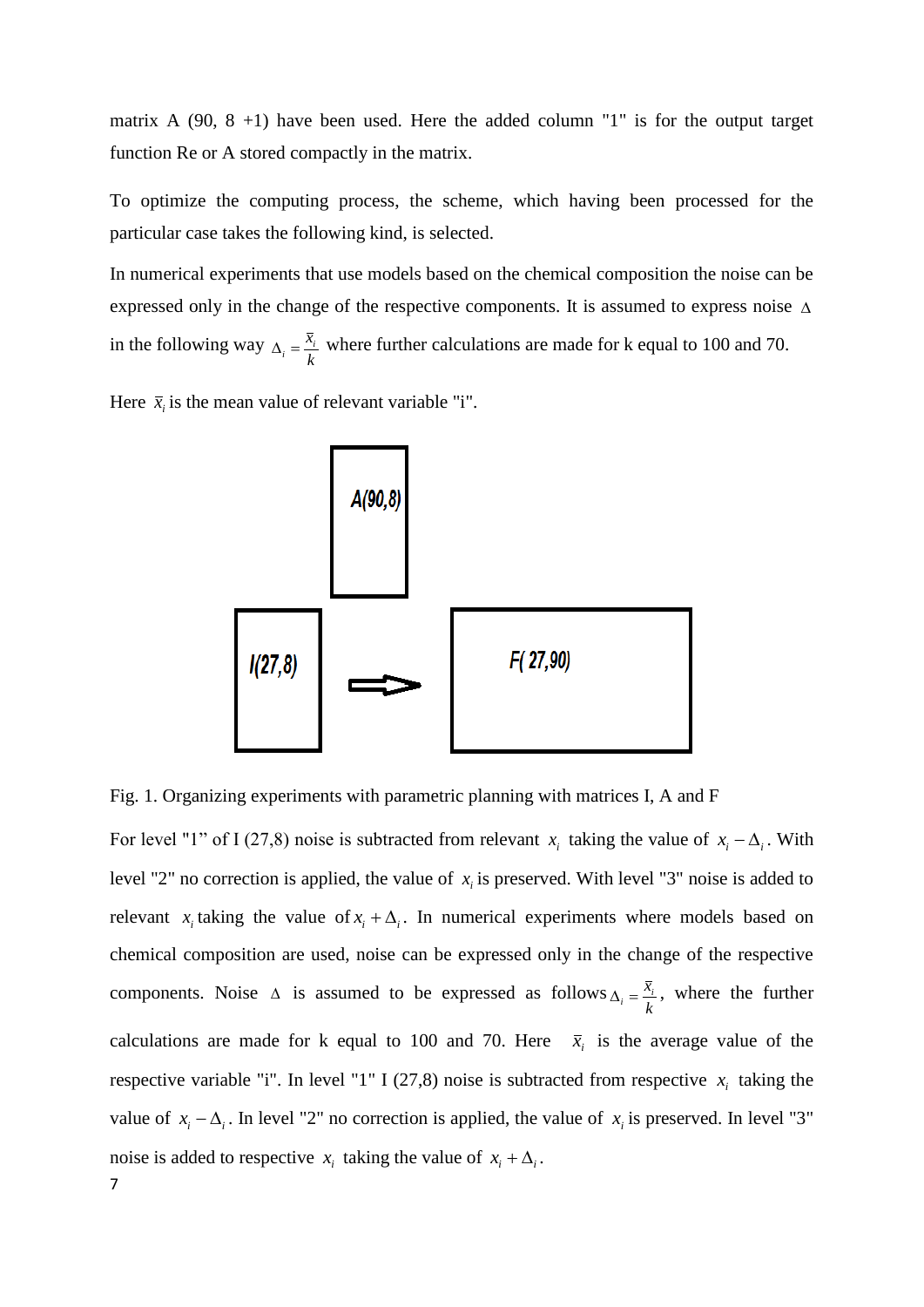matrix A (90, 8 +1) have been used. Here the added column "1" is for the output target function Re or A stored compactly in the matrix.

To optimize the computing process, the scheme, which having been processed for the particular case takes the following kind, is selected.

In numerical experiments that use models based on the chemical composition the noise can be expressed only in the change of the respective components. It is assumed to express noise $\Delta$ in the following way $\Delta_i = \frac{\bar{x}_i}{k}$ where further calculations are made for k equal to 100 and 70.

Here $\bar{x}_i$ is the mean value of relevant variable "i".

A(90,8)

I(27,8) ⇨ F( 27,90)

Fig. 1. Organizing experiments with parametric planning with matrices I, A and F

For level "1" of I (27,8) noise is subtracted from relevant $x_i$ taking the value of $x_i - \Delta_i$. With level "2" no correction is applied, the value of $x_i$ is preserved. With level "3" noise is added to relevant $x_i$ taking the value of $x_i + \Delta_i$. In numerical experiments where models based on chemical composition are used, noise can be expressed only in the change of the respective components. Noise $\Delta$ is assumed to be expressed as follows $\Delta_i = \frac{\bar{x}_i}{k}$, where the further calculations are made for k equal to 100 and 70. Here $\bar{x}_i$ is the average value of the respective variable "i". In level "1" I (27,8) noise is subtracted from respective $x_i$ taking the value of $x_i - \Delta_i$. In level "2" no correction is applied, the value of $x_i$ is preserved. In level "3" noise is added to respective $x_i$ taking the value of $x_i + \Delta_i$.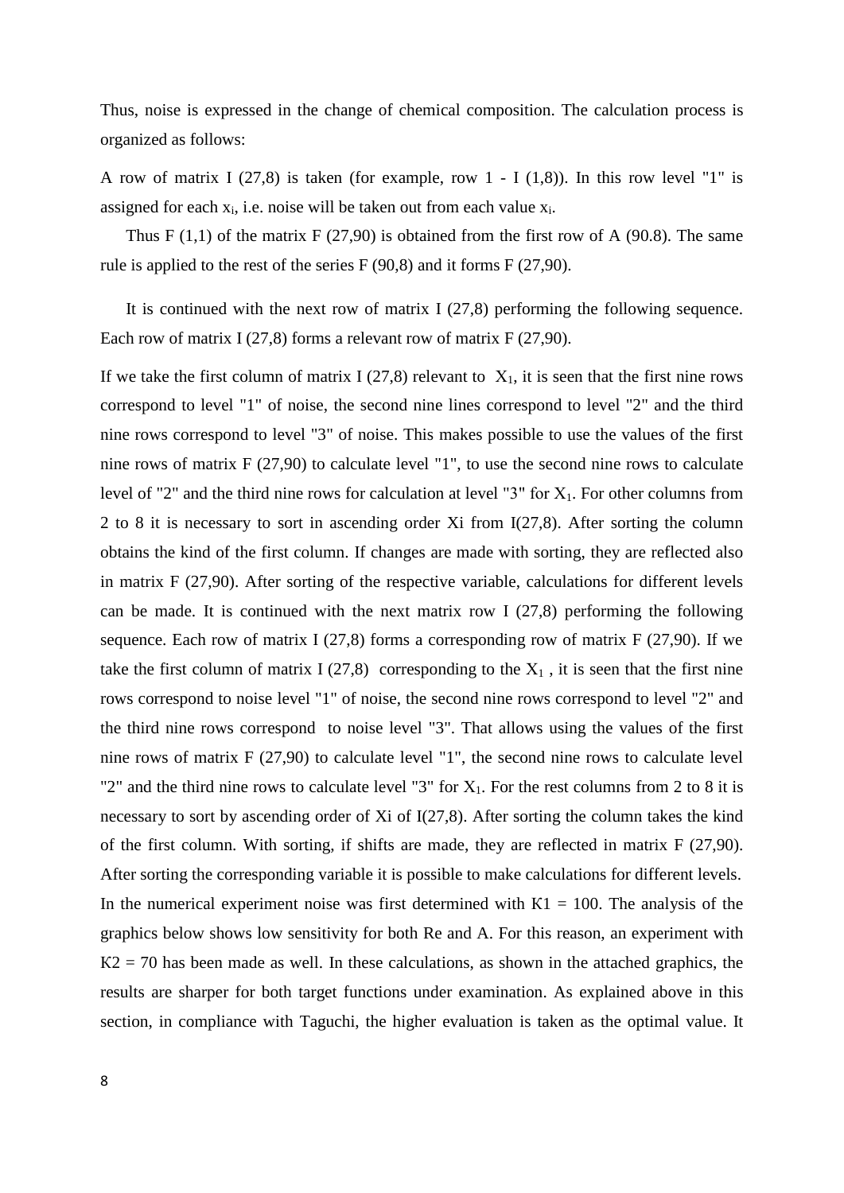Thus, noise is expressed in the change of chemical composition. The calculation process is organized as follows:

A row of matrix I (27,8) is taken (for example, row 1 - I (1,8)). In this row level "1" is assigned for each $x_i$, i.e. noise will be taken out from each value $x_i$.

Thus F (1,1) of the matrix F (27,90) is obtained from the first row of A (90.8). The same rule is applied to the rest of the series F (90,8) and it forms F (27,90).

It is continued with the next row of matrix I (27,8) performing the following sequence. Each row of matrix I (27,8) forms a relevant row of matrix F (27,90).

If we take the first column of matrix I (27,8) relevant to $X_1$, it is seen that the first nine rows correspond to level "1" of noise, the second nine lines correspond to level "2" and the third nine rows correspond to level "3" of noise. This makes possible to use the values of the first nine rows of matrix F (27,90) to calculate level "1", to use the second nine rows to calculate level of "2" and the third nine rows for calculation at level "3" for $X_1$. For other columns from 2 to 8 it is necessary to sort in ascending order Xi from I(27,8). After sorting the column obtains the kind of the first column. If changes are made with sorting, they are reflected also in matrix F (27,90). After sorting of the respective variable, calculations for different levels can be made. It is continued with the next matrix row I (27,8) performing the following sequence. Each row of matrix I (27,8) forms a corresponding row of matrix F (27,90). If we take the first column of matrix I (27,8) corresponding to the $X_1$, it is seen that the first nine rows correspond to noise level "1" of noise, the second nine rows correspond to level "2" and the third nine rows correspond to noise level "3". That allows using the values of the first nine rows of matrix F (27,90) to calculate level "1", the second nine rows to calculate level "2" and the third nine rows to calculate level "3" for $X_1$. For the rest columns from 2 to 8 it is necessary to sort by ascending order of Xi of I(27,8). After sorting the column takes the kind of the first column. With sorting, if shifts are made, they are reflected in matrix F (27,90). After sorting the corresponding variable it is possible to make calculations for different levels. In the numerical experiment noise was first determined with K1 = 100. The analysis of the graphics below shows low sensitivity for both Re and A. For this reason, an experiment with K2 = 70 has been made as well. In these calculations, as shown in the attached graphics, the results are sharper for both target functions under examination. As explained above in this section, in compliance with Taguchi, the higher evaluation is taken as the optimal value. It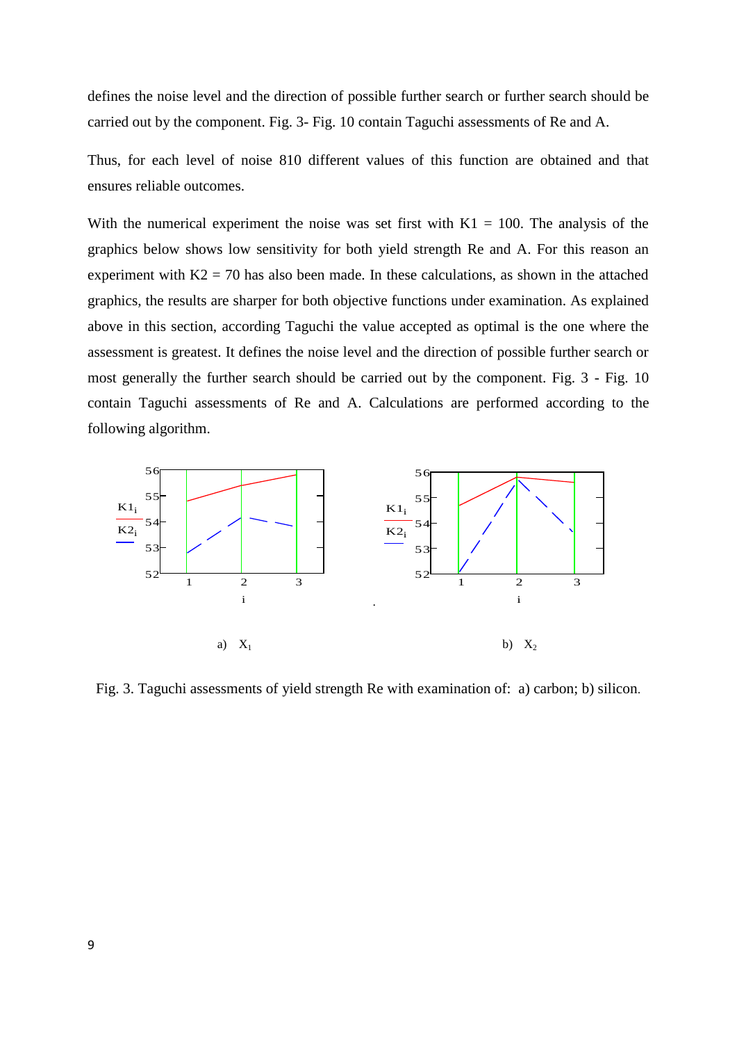defines the noise level and the direction of possible further search or further search should be carried out by the component. Fig. 3- Fig. 10 contain Taguchi assessments of Re and A.

Thus, for each level of noise 810 different values of this function are obtained and that ensures reliable outcomes.

With the numerical experiment the noise was set first with K1 = 100. The analysis of the graphics below shows low sensitivity for both yield strength Re and A. For this reason an experiment with K2 = 70 has also been made. In these calculations, as shown in the attached graphics, the results are sharper for both objective functions under examination. As explained above in this section, according Taguchi the value accepted as optimal is the one where the assessment is greatest. It defines the noise level and the direction of possible further search or most generally the further search should be carried out by the component. Fig. 3 - Fig. 10 contain Taguchi assessments of Re and A. Calculations are performed according to the following algorithm.

a) $X_1$ b) $X_2$

Fig. 3. Taguchi assessments of yield strength Re with examination of: a) carbon; b) silicon.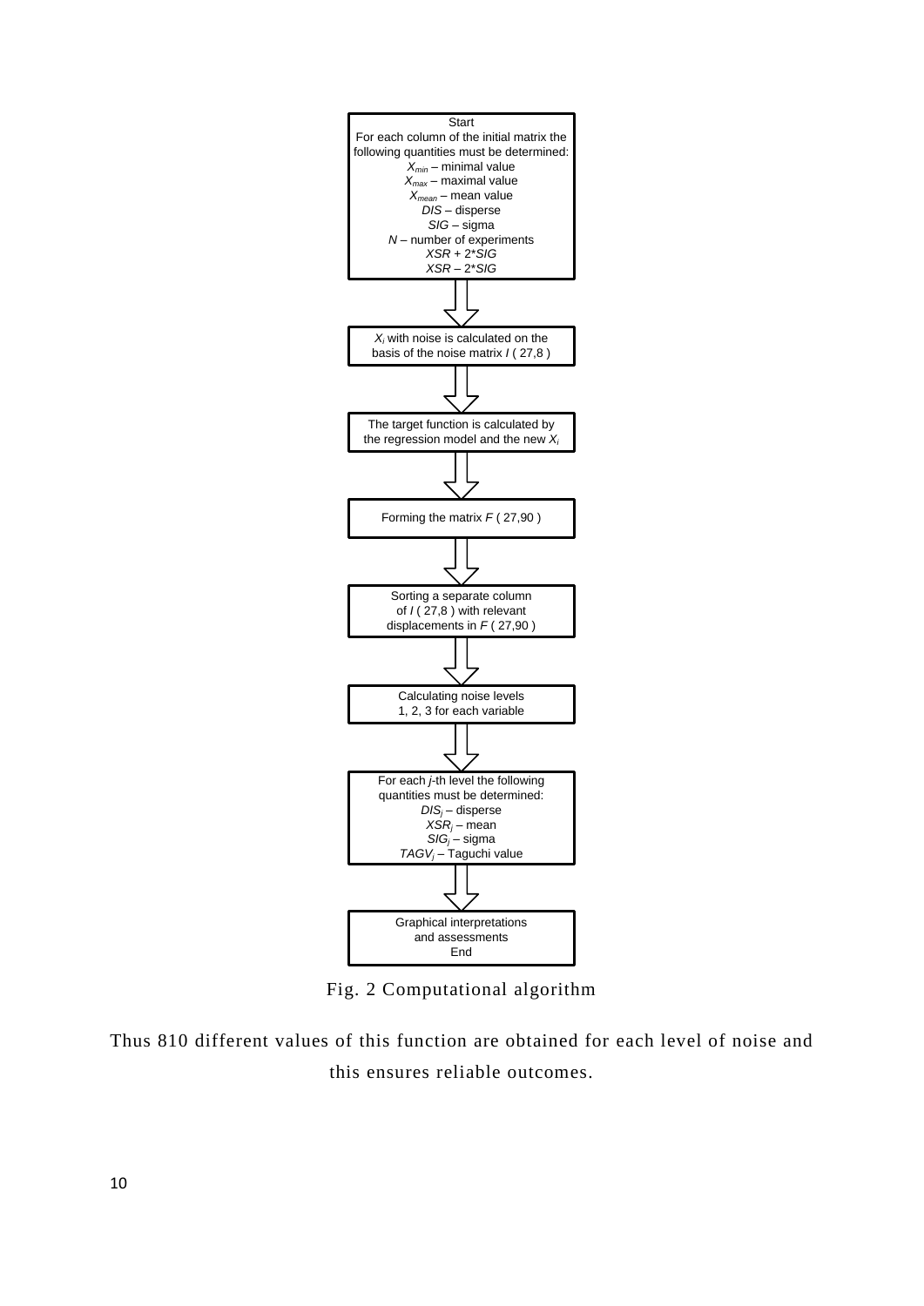Start

For each column of the initial matrix the following quantities must be determined:

$X_{min}$ – minimal value

$X_{max}$ – maximal value

$X_{mean}$ – mean value

*DIS* – disperse

*SIG* – sigma

*N* – number of experiments

$XSR + 2*SIG$

$XSR – 2*SIG$

⇓

$X_i$ with noise is calculated on the basis of the noise matrix *I* ( 27,8 )

⇓

The target function is calculated by the regression model and the new $X_i$

⇓

Forming the matrix *F* ( 27,90 )

⇓

Sorting a separate column of *I* ( 27,8 ) with relevant displacements in *F* ( 27,90 )

⇓

Calculating noise levels 1, 2, 3 for each variable

⇓

For each *j*-th level the following quantities must be determined:

$DIS_j$ – disperse

$XSR_j$ – mean

$SIG_j$ – sigma

$TAGV_j$ – Taguchi value

⇓

Graphical interpretations and assessments

End

Fig. 2 Computational algorithm

Thus 810 different values of this function are obtained for each level of noise and this ensures reliable outcomes.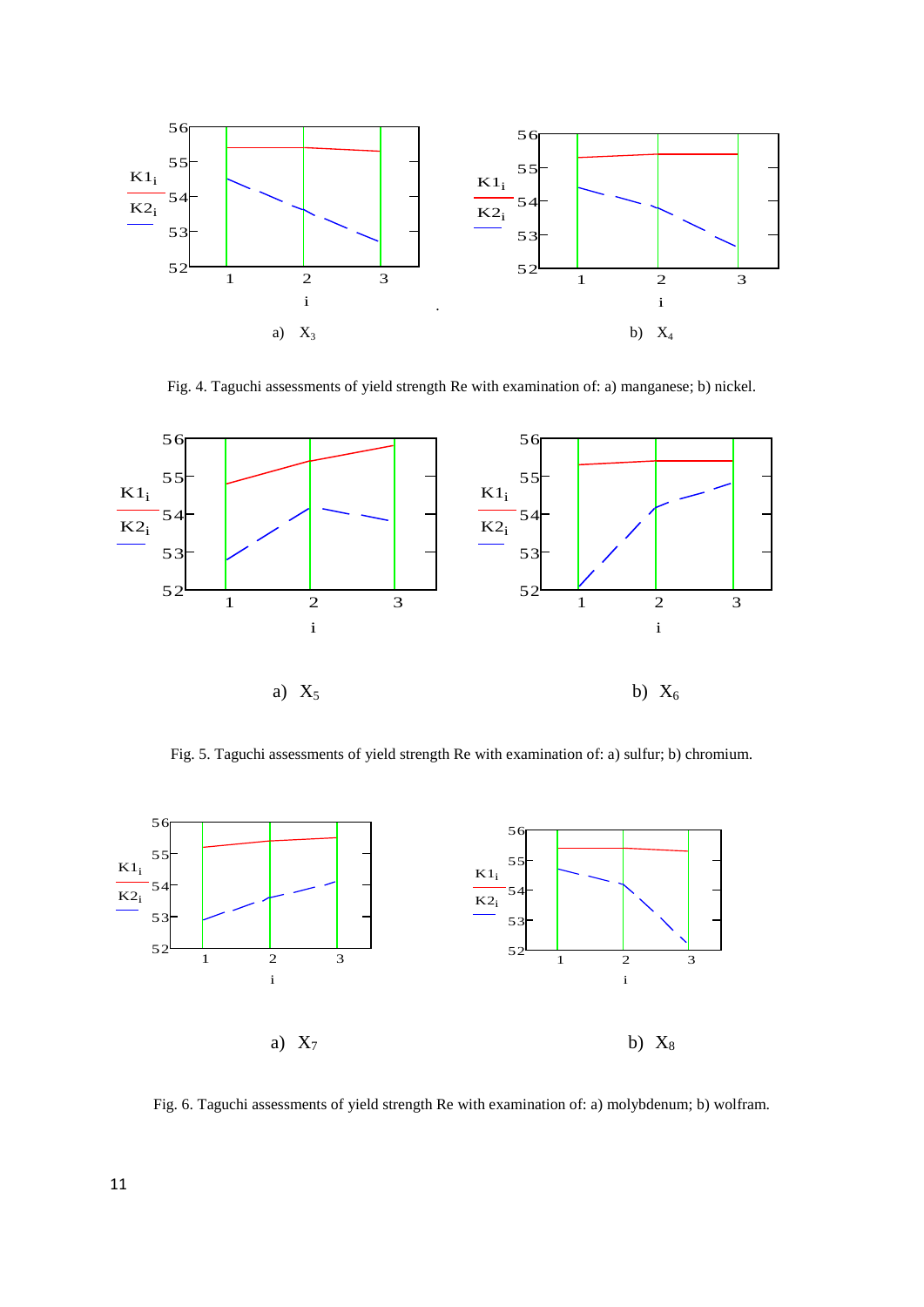a) $X_3$

b) $X_4$

Fig. 4. Taguchi assessments of yield strength Re with examination of: a) manganese; b) nickel.

a) $X_5$

b) $X_6$

Fig. 5. Taguchi assessments of yield strength Re with examination of: a) sulfur; b) chromium.

a) $X_7$

b) $X_8$

Fig. 6. Taguchi assessments of yield strength Re with examination of: a) molybdenum; b) wolfram.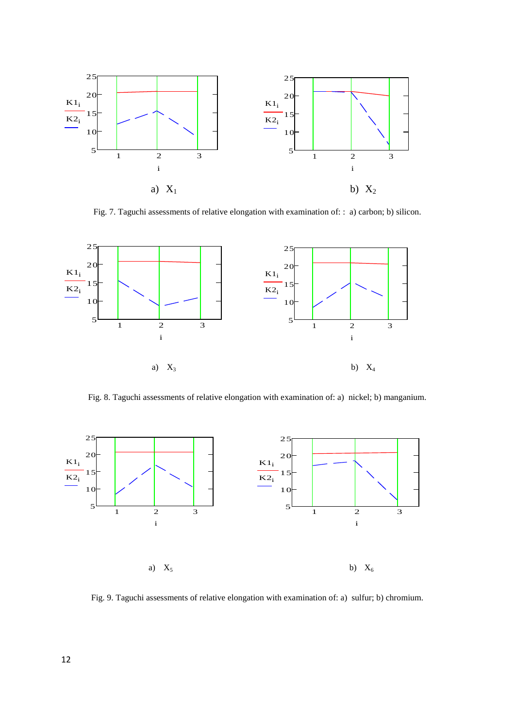a) $X_1$ b) $X_2$

Fig. 7. Taguchi assessments of relative elongation with examination of: : a) carbon; b) silicon.

a) $X_3$ b) $X_4$

Fig. 8. Taguchi assessments of relative elongation with examination of: a) nickel; b) manganium.

a) $X_5$ b) $X_6$

Fig. 9. Taguchi assessments of relative elongation with examination of: a) sulfur; b) chromium.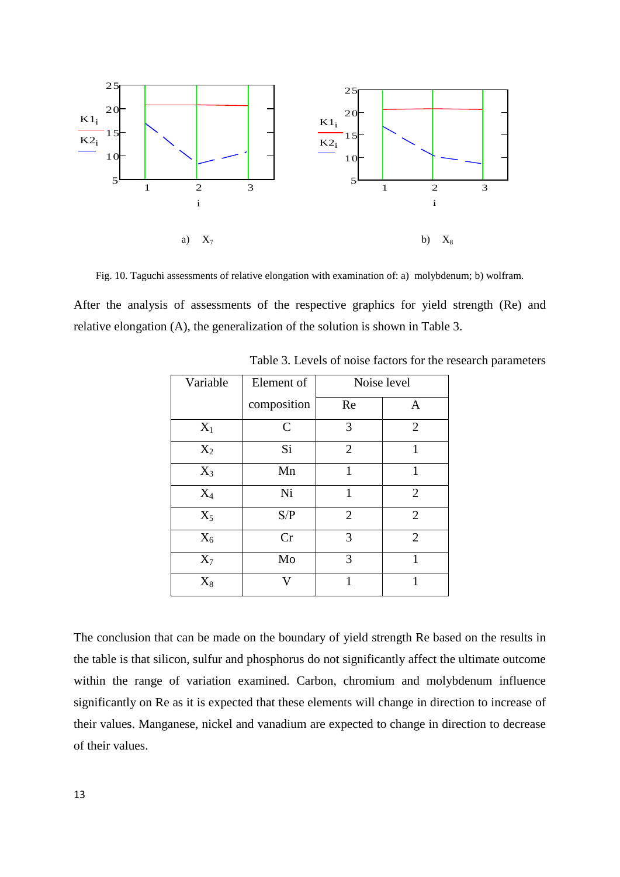a) $X_7$  b) $X_8$

Fig. 10. Taguchi assessments of relative elongation with examination of: a) molybdenum; b) wolfram.

After the analysis of assessments of the respective graphics for yield strength (Re) and relative elongation (A), the generalization of the solution is shown in Table 3.

Table 3. Levels of noise factors for the research parameters

| Variable | Element of composition | Noise level | |
|---|---|---|---|
| | | Re | A |
| $X_1$ | C | 3 | 2 |
| $X_2$ | Si | 2 | 1 |
| $X_3$ | Mn | 1 | 1 |
| $X_4$ | Ni | 1 | 2 |
| $X_5$ | S/P | 2 | 2 |
| $X_6$ | Cr | 3 | 2 |
| $X_7$ | Mo | 3 | 1 |
| $X_8$ | V | 1 | 1 |

The conclusion that can be made on the boundary of yield strength Re based on the results in the table is that silicon, sulfur and phosphorus do not significantly affect the ultimate outcome within the range of variation examined. Carbon, chromium and molybdenum influence significantly on Re as it is expected that these elements will change in direction to increase of their values. Manganese, nickel and vanadium are expected to change in direction to decrease of their values.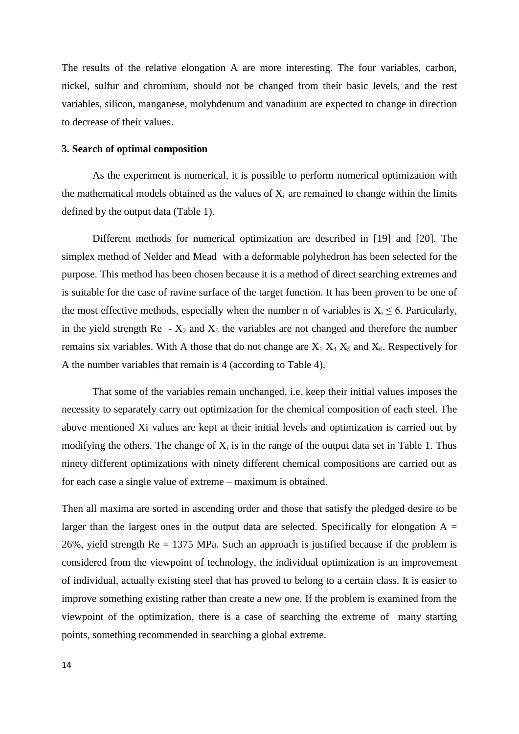The results of the relative elongation A are more interesting. The four variables, carbon, nickel, sulfur and chromium, should not be changed from their basic levels, and the rest variables, silicon, manganese, molybdenum and vanadium are expected to change in direction to decrease of their values.

### 3. Search of optimal composition

As the experiment is numerical, it is possible to perform numerical optimization with the mathematical models obtained as the values of $X_i$ are remained to change within the limits defined by the output data (Table 1).

Different methods for numerical optimization are described in [19] and [20]. The simplex method of Nelder and Mead with a deformable polyhedron has been selected for the purpose. This method has been chosen because it is a method of direct searching extremes and is suitable for the case of ravine surface of the target function. It has been proven to be one of the most effective methods, especially when the number n of variables is $X_i \leq 6$. Particularly, in the yield strength Re - $X_2$ and $X_5$ the variables are not changed and therefore the number remains six variables. With A those that do not change are $X_1$ $X_4$ $X_5$ and $X_6$. Respectively for A the number variables that remain is 4 (according to Table 4).

That some of the variables remain unchanged, i.e. keep their initial values imposes the necessity to separately carry out optimization for the chemical composition of each steel. The above mentioned Xi values are kept at their initial levels and optimization is carried out by modifying the others. The change of $X_i$ is in the range of the output data set in Table 1. Thus ninety different optimizations with ninety different chemical compositions are carried out as for each case a single value of extreme – maximum is obtained.

Then all maxima are sorted in ascending order and those that satisfy the pledged desire to be larger than the largest ones in the output data are selected. Specifically for elongation A = 26%, yield strength Re = 1375 MPa. Such an approach is justified because if the problem is considered from the viewpoint of technology, the individual optimization is an improvement of individual, actually existing steel that has proved to belong to a certain class. It is easier to improve something existing rather than create a new one. If the problem is examined from the viewpoint of the optimization, there is a case of searching the extreme of many starting points, something recommended in searching a global extreme.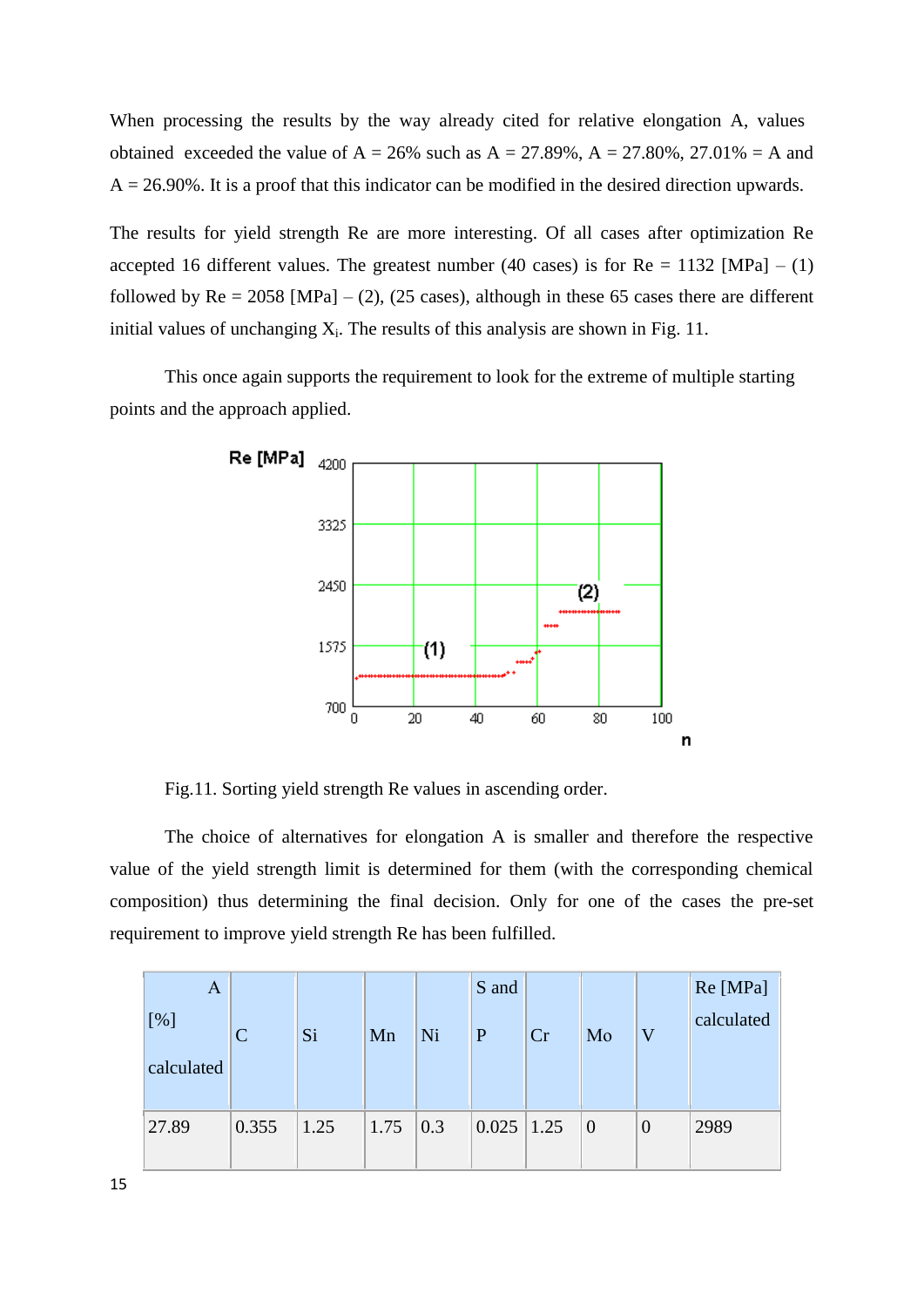When processing the results by the way already cited for relative elongation A, values obtained exceeded the value of A = 26% such as A = 27.89%, A = 27.80%, 27.01% = A and A = 26.90%. It is a proof that this indicator can be modified in the desired direction upwards.

The results for yield strength Re are more interesting. Of all cases after optimization Re accepted 16 different values. The greatest number (40 cases) is for Re = 1132 [MPa] – (1) followed by Re = 2058 [MPa] – (2), (25 cases), although in these 65 cases there are different initial values of unchanging $X_i$. The results of this analysis are shown in Fig. 11.

This once again supports the requirement to look for the extreme of multiple starting points and the approach applied.

Fig.11. Sorting yield strength Re values in ascending order.

The choice of alternatives for elongation A is smaller and therefore the respective value of the yield strength limit is determined for them (with the corresponding chemical composition) thus determining the final decision. Only for one of the cases the pre-set requirement to improve yield strength Re has been fulfilled.

| A [%] calculated | C | Si | Mn | Ni | S and P | Cr | Mo | V | Re [MPa] calculated |
|---|---|---|---|---|---|---|---|---|---|
| 27.89 | 0.355 | 1.25 | 1.75 | 0.3 | 0.025 | 1.25 | 0 | 0 | 2989 |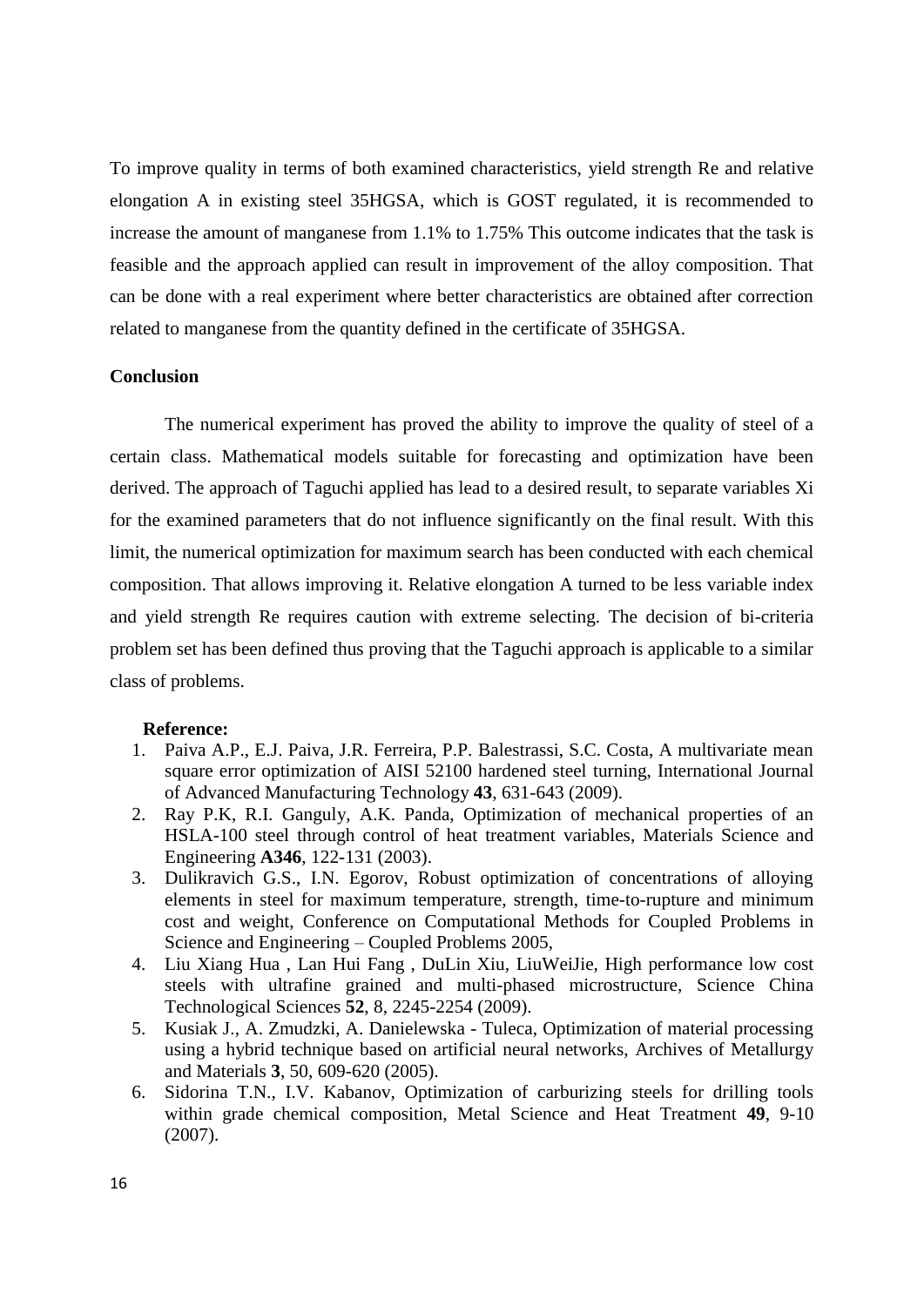To improve quality in terms of both examined characteristics, yield strength Re and relative elongation A in existing steel 35HGSA, which is GOST regulated, it is recommended to increase the amount of manganese from 1.1% to 1.75% This outcome indicates that the task is feasible and the approach applied can result in improvement of the alloy composition. That can be done with a real experiment where better characteristics are obtained after correction related to manganese from the quantity defined in the certificate of 35HGSA.

**Conclusion**

The numerical experiment has proved the ability to improve the quality of steel of a certain class. Mathematical models suitable for forecasting and optimization have been derived. The approach of Taguchi applied has lead to a desired result, to separate variables Xi for the examined parameters that do not influence significantly on the final result. With this limit, the numerical optimization for maximum search has been conducted with each chemical composition. That allows improving it. Relative elongation A turned to be less variable index and yield strength Re requires caution with extreme selecting. The decision of bi-criteria problem set has been defined thus proving that the Taguchi approach is applicable to a similar class of problems.

**Reference:**

1. Paiva A.P., E.J. Paiva, J.R. Ferreira, P.P. Balestrassi, S.C. Costa, A multivariate mean square error optimization of AISI 52100 hardened steel turning, International Journal of Advanced Manufacturing Technology **43**, 631-643 (2009).
2. Ray P.K, R.I. Ganguly, A.K. Panda, Optimization of mechanical properties of an HSLA-100 steel through control of heat treatment variables, Materials Science and Engineering **A346**, 122-131 (2003).
3. Dulikravich G.S., I.N. Egorov, Robust optimization of concentrations of alloying elements in steel for maximum temperature, strength, time-to-rupture and minimum cost and weight, Conference on Computational Methods for Coupled Problems in Science and Engineering – Coupled Problems 2005,
4. Liu Xiang Hua , Lan Hui Fang , DuLin Xiu, LiuWeiJie, High performance low cost steels with ultrafine grained and multi-phased microstructure, Science China Technological Sciences **52**, 8, 2245-2254 (2009).
5. Kusiak J., A. Zmudzki, A. Danielewska - Tuleca, Optimization of material processing using a hybrid technique based on artificial neural networks, Archives of Metallurgy and Materials **3**, 50, 609-620 (2005).
6. Sidorina T.N., I.V. Kabanov, Optimization of carburizing steels for drilling tools within grade chemical composition, Metal Science and Heat Treatment **49**, 9-10 (2007).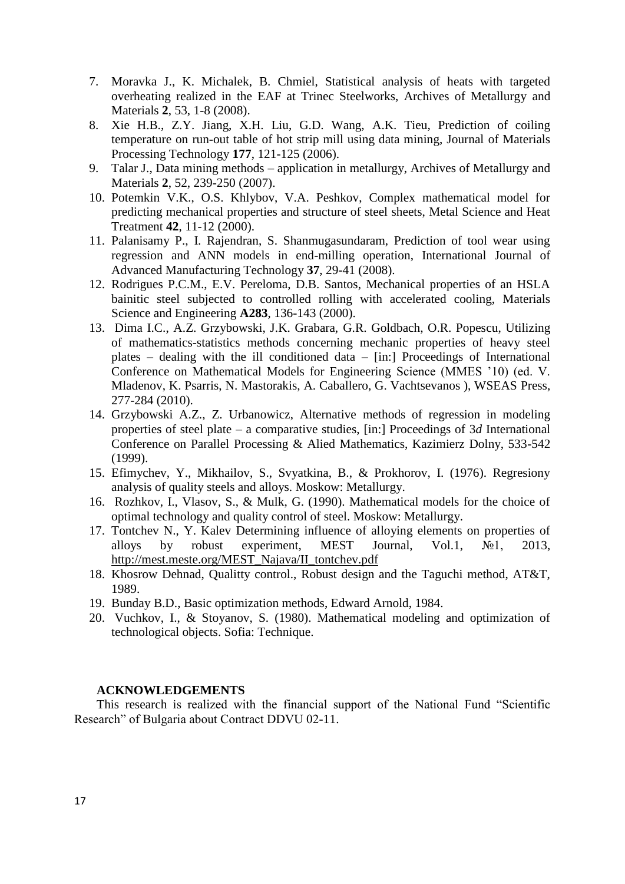7. Moravka J., K. Michalek, B. Chmiel, Statistical analysis of heats with targeted overheating realized in the EAF at Trinec Steelworks, Archives of Metallurgy and Materials **2**, 53, 1-8 (2008).
8. Xie H.B., Z.Y. Jiang, X.H. Liu, G.D. Wang, A.K. Tieu, Prediction of coiling temperature on run-out table of hot strip mill using data mining, Journal of Materials Processing Technology **177**, 121-125 (2006).
9. Talar J., Data mining methods – application in metallurgy, Archives of Metallurgy and Materials **2**, 52, 239-250 (2007).
10. Potemkin V.K., O.S. Khlybov, V.A. Peshkov, Complex mathematical model for predicting mechanical properties and structure of steel sheets, Metal Science and Heat Treatment **42**, 11-12 (2000).
11. Palanisamy P., I. Rajendran, S. Shanmugasundaram, Prediction of tool wear using regression and ANN models in end-milling operation, International Journal of Advanced Manufacturing Technology **37**, 29-41 (2008).
12. Rodrigues P.C.M., E.V. Pereloma, D.B. Santos, Mechanical properties of an HSLA bainitic steel subjected to controlled rolling with accelerated cooling, Materials Science and Engineering **A283**, 136-143 (2000).
13. Dima I.C., A.Z. Grzybowski, J.K. Grabara, G.R. Goldbach, O.R. Popescu, Utilizing of mathematics-statistics methods concerning mechanic properties of heavy steel plates – dealing with the ill conditioned data – [in:] Proceedings of International Conference on Mathematical Models for Engineering Science (MMES '10) (ed. V. Mladenov, K. Psarris, N. Mastorakis, A. Caballero, G. Vachtsevanos ), WSEAS Press, 277-284 (2010).
14. Grzybowski A.Z., Z. Urbanowicz, Alternative methods of regression in modeling properties of steel plate – a comparative studies, [in:] Proceedings of 3*d* International Conference on Parallel Processing & Alied Mathematics, Kazimierz Dolny, 533-542 (1999).
15. Efimychev, Y., Mikhailov, S., Svyatkina, B., & Prokhorov, I. (1976). Regresiony analysis of quality steels and alloys. Moskow: Metallurgy.
16. Rozhkov, I., Vlasov, S., & Mulk, G. (1990). Mathematical models for the choice of optimal technology and quality control of steel. Moskow: Metallurgy.
17. Tontchev N., Y. Kalev Determining influence of alloying elements on properties of alloys by robust experiment, MEST Journal, Vol.1, №1, 2013, http://mest.meste.org/MEST_Najava/II_tontchev.pdf
18. Khosrow Dehnad, Qualitty control., Robust design and the Taguchi method, AT&T, 1989.
19. Bunday B.D., Basic optimization methods, Edward Arnold, 1984.
20. Vuchkov, I., & Stoyanov, S. (1980). Mathematical modeling and optimization of technological objects. Sofia: Technique.

**ACKNOWLEDGEMENTS**

This research is realized with the financial support of the National Fund "Scientific Research" of Bulgaria about Contract DDVU 02-11.